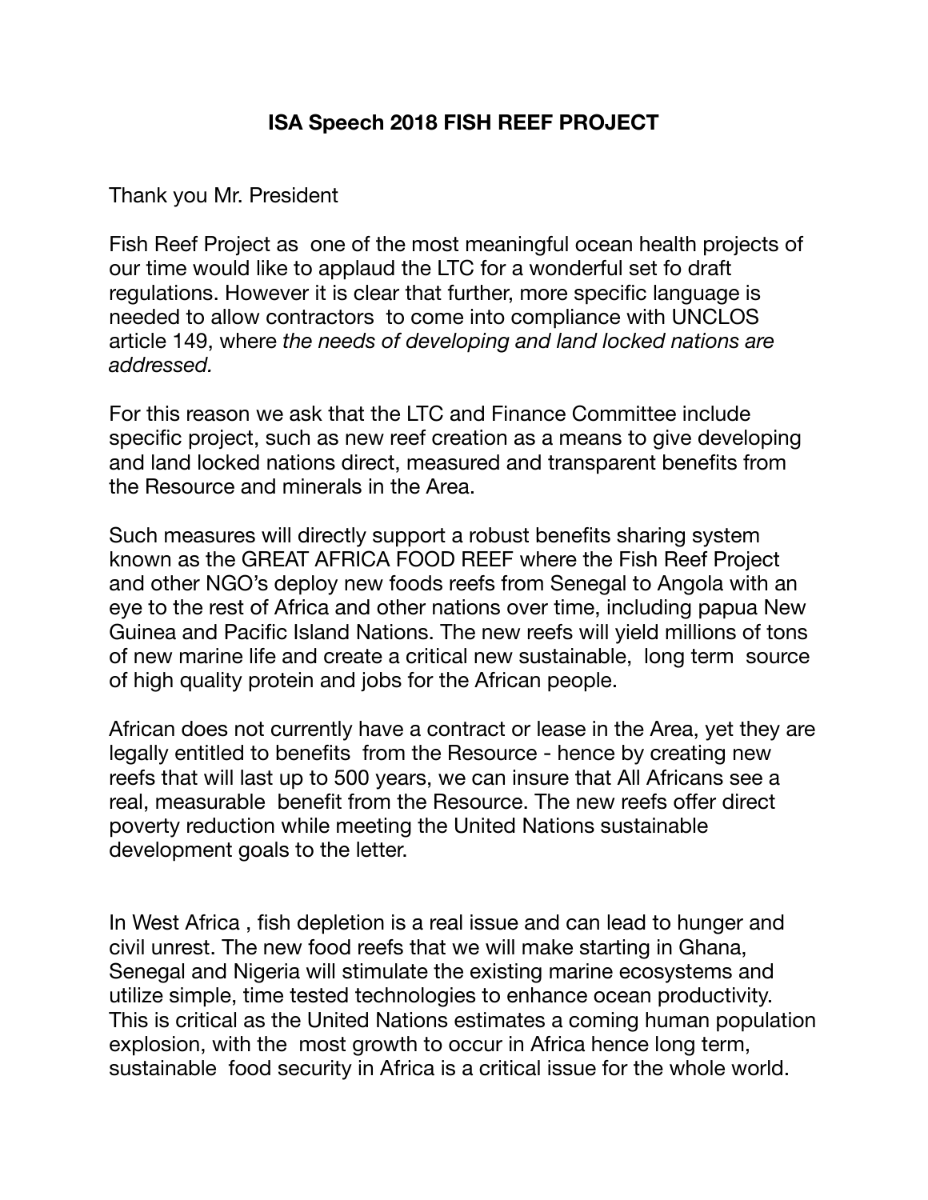**ISA Speech 2018 FISH REEF PROJECT**

Thank you Mr. President

Fish Reef Project as one of the most meaningful ocean health projects of our time would like to applaud the LTC for a wonderful set fo draft regulations. However it is clear that further, more specific language is needed to allow contractors to come into compliance with UNCLOS article 149, where *the needs of developing and land locked nations are addressed.*

For this reason we ask that the LTC and Finance Committee include specific project, such as new reef creation as a means to give developing and land locked nations direct, measured and transparent benefits from the Resource and minerals in the Area.

Such measures will directly support a robust benefits sharing system known as the GREAT AFRICA FOOD REEF where the Fish Reef Project and other NGO's deploy new foods reefs from Senegal to Angola with an eye to the rest of Africa and other nations over time, including papua New Guinea and Pacific Island Nations. The new reefs will yield millions of tons of new marine life and create a critical new sustainable, long term source of high quality protein and jobs for the African people.

African does not currently have a contract or lease in the Area, yet they are legally entitled to benefits from the Resource - hence by creating new reefs that will last up to 500 years, we can insure that All Africans see a real, measurable benefit from the Resource. The new reefs offer direct poverty reduction while meeting the United Nations sustainable development goals to the letter.

In West Africa , fish depletion is a real issue and can lead to hunger and civil unrest. The new food reefs that we will make starting in Ghana, Senegal and Nigeria will stimulate the existing marine ecosystems and utilize simple, time tested technologies to enhance ocean productivity. This is critical as the United Nations estimates a coming human population explosion, with the most growth to occur in Africa hence long term, sustainable food security in Africa is a critical issue for the whole world.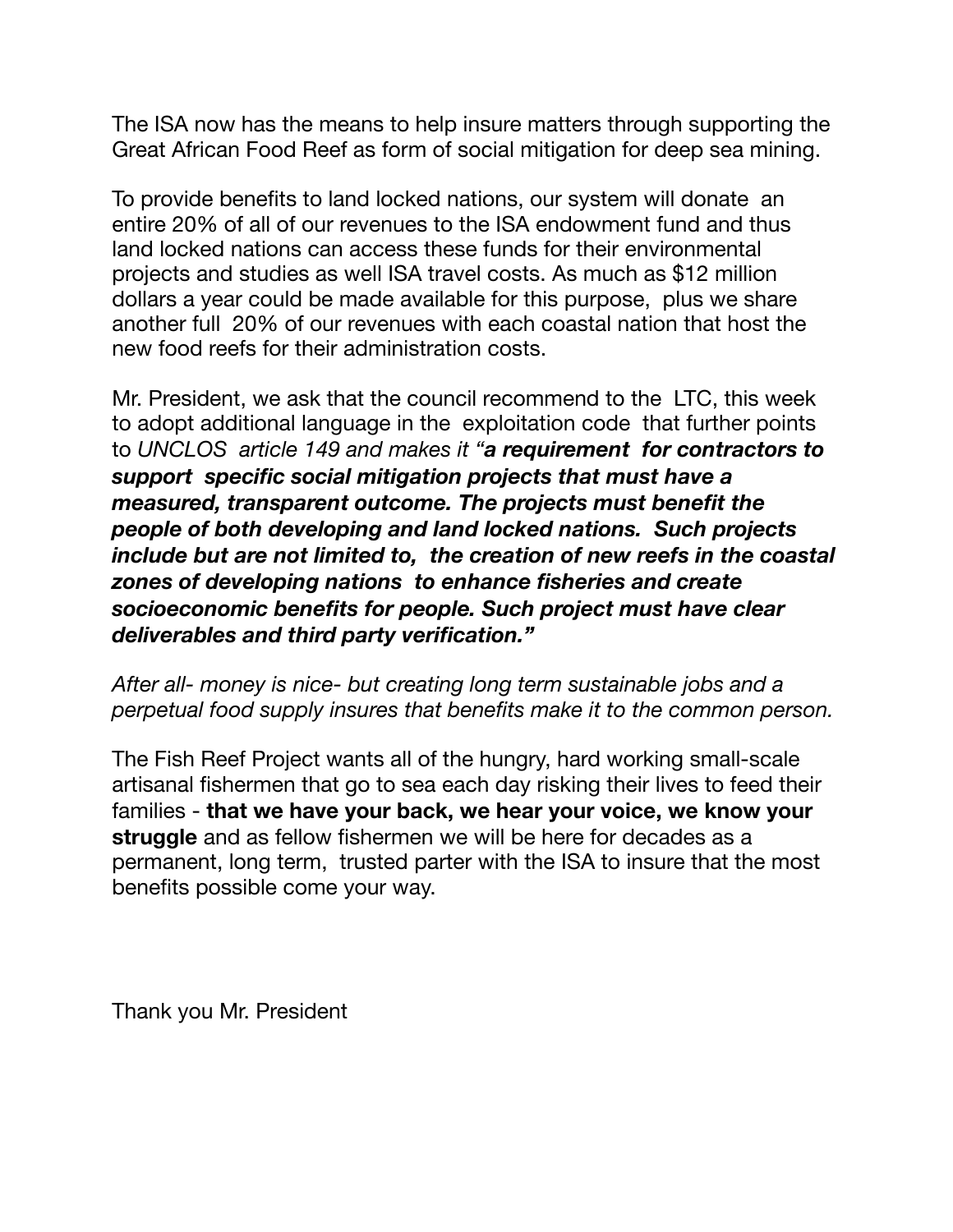The ISA now has the means to help insure matters through supporting the Great African Food Reef as form of social mitigation for deep sea mining.

To provide benefits to land locked nations, our system will donate an entire 20% of all of our revenues to the ISA endowment fund and thus land locked nations can access these funds for their environmental projects and studies as well ISA travel costs. As much as $12 million dollars a year could be made available for this purpose, plus we share another full 20% of our revenues with each coastal nation that host the new food reefs for their administration costs.

Mr. President, we ask that the council recommend to the LTC, this week to adopt additional language in the exploitation code that further points to *UNCLOS article 149 and makes it "**a requirement for contractors to support specific social mitigation projects that must have a measured, transparent outcome. The projects must benefit the people of both developing and land locked nations. Such projects include but are not limited to, the creation of new reefs in the coastal zones of developing nations to enhance fisheries and create socioeconomic benefits for people. Such project must have clear deliverables and third party verification."***

*After all- money is nice- but creating long term sustainable jobs and a perpetual food supply insures that benefits make it to the common person.*

The Fish Reef Project wants all of the hungry, hard working small-scale artisanal fishermen that go to sea each day risking their lives to feed their families - **that we have your back, we hear your voice, we know your struggle** and as fellow fishermen we will be here for decades as a permanent, long term, trusted parter with the ISA to insure that the most benefits possible come your way.

Thank you Mr. President